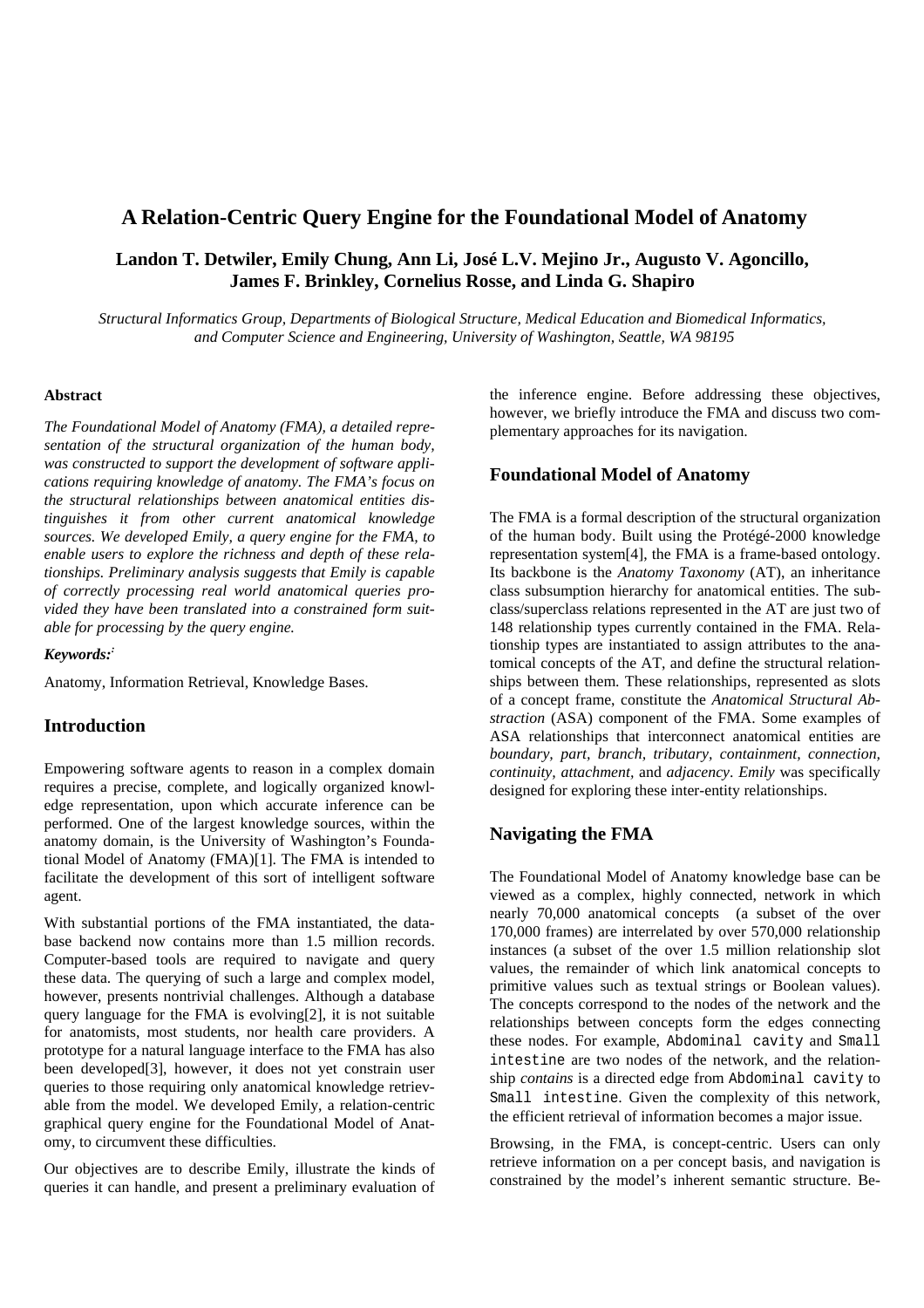# A Relation-Centric Query Engine for the Foundational Model of Anatomy

**Landon T. Detwiler, Emily Chung, Ann Li, José L.V. Mejino Jr., Augusto V. Agoncillo, James F. Brinkley, Cornelius Rosse, and Linda G. Shapiro**

*Structural Informatics Group, Departments of Biological Structure, Medical Education and Biomedical Informatics, and Computer Science and Engineering, University of Washington, Seattle, WA 98195*

### Abstract

*The Foundational Model of Anatomy (FMA), a detailed representation of the structural organization of the human body, was constructed to support the development of software applications requiring knowledge of anatomy. The FMA's focus on the structural relationships between anatomical entities distinguishes it from other current anatomical knowledge sources. We developed Emily, a query engine for the FMA, to enable users to explore the richness and depth of these relationships. Preliminary analysis suggests that Emily is capable of correctly processing real world anatomical queries provided they have been translated into a constrained form suitable for processing by the query engine.*

***Keywords:***

Anatomy, Information Retrieval, Knowledge Bases.

## Introduction

Empowering software agents to reason in a complex domain requires a precise, complete, and logically organized knowledge representation, upon which accurate inference can be performed. One of the largest knowledge sources, within the anatomy domain, is the University of Washington's Foundational Model of Anatomy (FMA)[1]. The FMA is intended to facilitate the development of this sort of intelligent software agent.

With substantial portions of the FMA instantiated, the database backend now contains more than 1.5 million records. Computer-based tools are required to navigate and query these data. The querying of such a large and complex model, however, presents nontrivial challenges. Although a database query language for the FMA is evolving[2], it is not suitable for anatomists, most students, nor health care providers. A prototype for a natural language interface to the FMA has also been developed[3], however, it does not yet constrain user queries to those requiring only anatomical knowledge retrievable from the model. We developed Emily, a relation-centric graphical query engine for the Foundational Model of Anatomy, to circumvent these difficulties.

Our objectives are to describe Emily, illustrate the kinds of queries it can handle, and present a preliminary evaluation of the inference engine. Before addressing these objectives, however, we briefly introduce the FMA and discuss two complementary approaches for its navigation.

## Foundational Model of Anatomy

The FMA is a formal description of the structural organization of the human body. Built using the Protégé-2000 knowledge representation system[4], the FMA is a frame-based ontology. Its backbone is the *Anatomy Taxonomy* (AT), an inheritance class subsumption hierarchy for anatomical entities. The subclass/superclass relations represented in the AT are just two of 148 relationship types currently contained in the FMA. Relationship types are instantiated to assign attributes to the anatomical concepts of the AT, and define the structural relationships between them. These relationships, represented as slots of a concept frame, constitute the *Anatomical Structural Abstraction* (ASA) component of the FMA. Some examples of ASA relationships that interconnect anatomical entities are *boundary, part, branch, tributary, containment, connection, continuity, attachment*, and *adjacency*. *Emily* was specifically designed for exploring these inter-entity relationships.

## Navigating the FMA

The Foundational Model of Anatomy knowledge base can be viewed as a complex, highly connected, network in which nearly 70,000 anatomical concepts (a subset of the over 170,000 frames) are interrelated by over 570,000 relationship instances (a subset of the over 1.5 million relationship slot values, the remainder of which link anatomical concepts to primitive values such as textual strings or Boolean values). The concepts correspond to the nodes of the network and the relationships between concepts form the edges connecting these nodes. For example, `Abdominal cavity` and `Small intestine` are two nodes of the network, and the relationship *contains* is a directed edge from `Abdominal cavity` to `Small intestine`. Given the complexity of this network, the efficient retrieval of information becomes a major issue.

Browsing, in the FMA, is concept-centric. Users can only retrieve information on a per concept basis, and navigation is constrained by the model's inherent semantic structure. Be-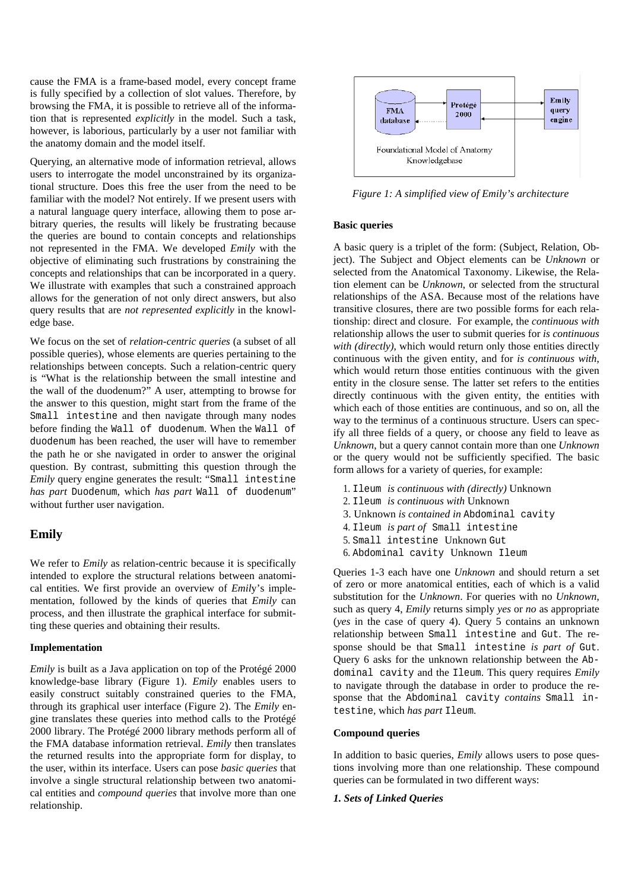cause the FMA is a frame-based model, every concept frame is fully specified by a collection of slot values. Therefore, by browsing the FMA, it is possible to retrieve all of the information that is represented *explicitly* in the model. Such a task, however, is laborious, particularly by a user not familiar with the anatomy domain and the model itself.

Querying, an alternative mode of information retrieval, allows users to interrogate the model unconstrained by its organizational structure. Does this free the user from the need to be familiar with the model? Not entirely. If we present users with a natural language query interface, allowing them to pose arbitrary queries, the results will likely be frustrating because the queries are bound to contain concepts and relationships not represented in the FMA. We developed *Emily* with the objective of eliminating such frustrations by constraining the concepts and relationships that can be incorporated in a query. We illustrate with examples that such a constrained approach allows for the generation of not only direct answers, but also query results that are *not represented explicitly* in the knowledge base.

We focus on the set of *relation-centric queries* (a subset of all possible queries), whose elements are queries pertaining to the relationships between concepts. Such a relation-centric query is "What is the relationship between the small intestine and the wall of the duodenum?" A user, attempting to browse for the answer to this question, might start from the frame of the `Small intestine` and then navigate through many nodes before finding the `Wall of duodenum`. When the `Wall of duodenum` has been reached, the user will have to remember the path he or she navigated in order to answer the original question. By contrast, submitting this question through the *Emily* query engine generates the result: "`Small intestine` *has part* `Duodenum`, which *has part* `Wall of duodenum`" without further user navigation.

## Emily

We refer to *Emily* as relation-centric because it is specifically intended to explore the structural relations between anatomical entities. We first provide an overview of *Emily*'s implementation, followed by the kinds of queries that *Emily* can process, and then illustrate the graphical interface for submitting these queries and obtaining their results.

### Implementation

*Emily* is built as a Java application on top of the Protégé 2000 knowledge-base library (Figure 1). *Emily* enables users to easily construct suitably constrained queries to the FMA, through its graphical user interface (Figure 2). The *Emily* engine translates these queries into method calls to the Protégé 2000 library. The Protégé 2000 library methods perform all of the FMA database information retrieval. *Emily* then translates the returned results into the appropriate form for display, to the user, within its interface. Users can pose *basic queries* that involve a single structural relationship between two anatomical entities and *compound queries* that involve more than one relationship.

*Figure 1: A simplified view of Emily's architecture*

### Basic queries

A basic query is a triplet of the form: (Subject, Relation, Object). The Subject and Object elements can be *Unknown* or selected from the Anatomical Taxonomy. Likewise, the Relation element can be *Unknown*, or selected from the structural relationships of the ASA. Because most of the relations have transitive closures, there are two possible forms for each relationship: direct and closure. For example, the *continuous with* relationship allows the user to submit queries for *is continuous with (directly)*, which would return only those entities directly continuous with the given entity, and for *is continuous with*, which would return those entities continuous with the given entity in the closure sense. The latter set refers to the entities directly continuous with the given entity, the entities with which each of those entities are continuous, and so on, all the way to the terminus of a continuous structure. Users can specify all three fields of a query, or choose any field to leave as *Unknown*, but a query cannot contain more than one *Unknown* or the query would not be sufficiently specified. The basic form allows for a variety of queries, for example:

1. `Ileum` *is continuous with (directly)* Unknown
2. `Ileum` *is continuous with* Unknown
3. Unknown *is contained in* `Abdominal cavity`
4. `Ileum` *is part of* `Small intestine`
5. `Small intestine` Unknown `Gut`
6. `Abdominal cavity` Unknown `Ileum`

Queries 1-3 each have one *Unknown* and should return a set of zero or more anatomical entities, each of which is a valid substitution for the *Unknown*. For queries with no *Unknown*, such as query 4, *Emily* returns simply *yes* or *no* as appropriate (*yes* in the case of query 4). Query 5 contains an unknown relationship between `Small intestine` and `Gut`. The response should be that `Small intestine` *is part of* `Gut`. Query 6 asks for the unknown relationship between the `Abdominal cavity` and the `Ileum`. This query requires *Emily* to navigate through the database in order to produce the response that the `Abdominal cavity` *contains* `Small intestine`, which *has part* `Ileum`.

### Compound queries

In addition to basic queries, *Emily* allows users to pose questions involving more than one relationship. These compound queries can be formulated in two different ways:

***1. Sets of Linked Queries***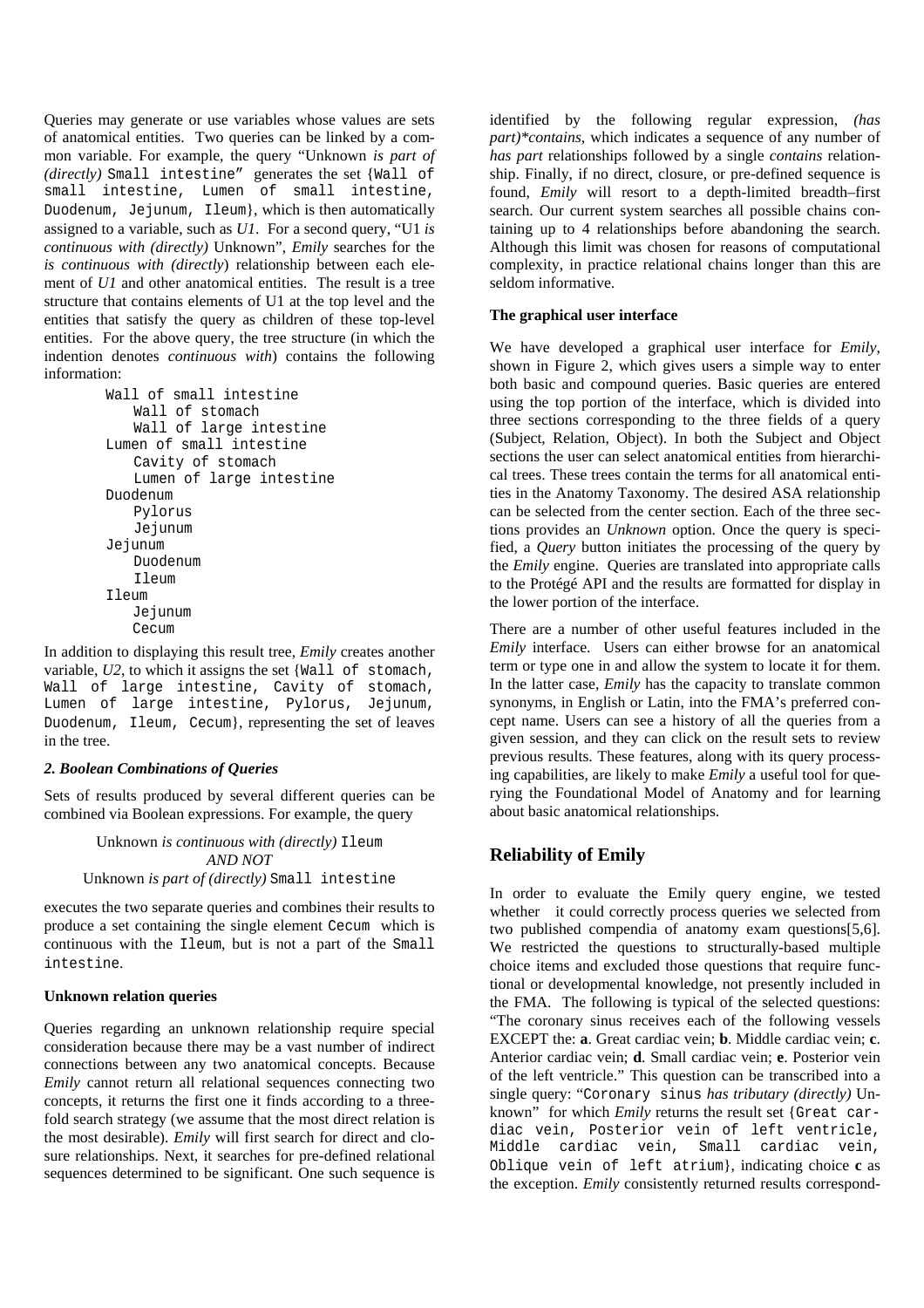Queries may generate or use variables whose values are sets of anatomical entities. Two queries can be linked by a common variable. For example, the query "Unknown *is part of (directly)* `Small intestine`" generates the set {`Wall of small intestine`, `Lumen of small intestine`, `Duodenum`, `Jejunum`, `Ileum`}, which is then automatically assigned to a variable, such as *U1*. For a second query, "U1 *is continuous with (directly)* Unknown", *Emily* searches for the *is continuous with (directly)* relationship between each element of *U1* and other anatomical entities. The result is a tree structure that contains elements of U1 at the top level and the entities that satisfy the query as children of these top-level entities. For the above query, the tree structure (in which the indention denotes *continuous with*) contains the following information:

```
Wall of small intestine
   Wall of stomach
   Wall of large intestine
Lumen of small intestine
   Cavity of stomach
   Lumen of large intestine
Duodenum
   Pylorus
   Jejunum
Jejunum
   Duodenum
   Ileum
Ileum
   Jejunum
   Cecum
```

In addition to displaying this result tree, *Emily* creates another variable, *U2*, to which it assigns the set {`Wall of stomach`, `Wall of large intestine`, `Cavity of stomach`, `Lumen of large intestine`, `Pylorus`, `Jejunum`, `Duodenum`, `Ileum`, `Cecum`}, representing the set of leaves in the tree.

### *2. Boolean Combinations of Queries*

Sets of results produced by several different queries can be combined via Boolean expressions. For example, the query

Unknown *is continuous with (directly)* `Ileum`
*AND NOT*
Unknown *is part of (directly)* `Small intestine`

executes the two separate queries and combines their results to produce a set containing the single element `Cecum` which is continuous with the `Ileum`, but is not a part of the `Small intestine`.

### Unknown relation queries

Queries regarding an unknown relationship require special consideration because there may be a vast number of indirect connections between any two anatomical concepts. Because *Emily* cannot return all relational sequences connecting two concepts, it returns the first one it finds according to a threefold search strategy (we assume that the most direct relation is the most desirable). *Emily* will first search for direct and closure relationships. Next, it searches for pre-defined relational sequences determined to be significant. One such sequence is identified by the following regular expression, *(has part)*contains*, which indicates a sequence of any number of *has part* relationships followed by a single *contains* relationship. Finally, if no direct, closure, or pre-defined sequence is found, *Emily* will resort to a depth-limited breadth–first search. Our current system searches all possible chains containing up to 4 relationships before abandoning the search. Although this limit was chosen for reasons of computational complexity, in practice relational chains longer than this are seldom informative.

### The graphical user interface

We have developed a graphical user interface for *Emily*, shown in Figure 2, which gives users a simple way to enter both basic and compound queries. Basic queries are entered using the top portion of the interface, which is divided into three sections corresponding to the three fields of a query (Subject, Relation, Object). In both the Subject and Object sections the user can select anatomical entities from hierarchical trees. These trees contain the terms for all anatomical entities in the Anatomy Taxonomy. The desired ASA relationship can be selected from the center section. Each of the three sections provides an *Unknown* option. Once the query is specified, a *Query* button initiates the processing of the query by the *Emily* engine. Queries are translated into appropriate calls to the Protégé API and the results are formatted for display in the lower portion of the interface.

There are a number of other useful features included in the *Emily* interface. Users can either browse for an anatomical term or type one in and allow the system to locate it for them. In the latter case, *Emily* has the capacity to translate common synonyms, in English or Latin, into the FMA's preferred concept name. Users can see a history of all the queries from a given session, and they can click on the result sets to review previous results. These features, along with its query processing capabilities, are likely to make *Emily* a useful tool for querying the Foundational Model of Anatomy and for learning about basic anatomical relationships.

## Reliability of Emily

In order to evaluate the Emily query engine, we tested whether it could correctly process queries we selected from two published compendia of anatomy exam questions[5,6]. We restricted the questions to structurally-based multiple choice items and excluded those questions that require functional or developmental knowledge, not presently included in the FMA. The following is typical of the selected questions: "The coronary sinus receives each of the following vessels EXCEPT the: **a**. Great cardiac vein; **b**. Middle cardiac vein; **c**. Anterior cardiac vein; **d**. Small cardiac vein; **e**. Posterior vein of the left ventricle." This question can be transcribed into a single query: "`Coronary sinus` *has tributary (directly)* Unknown" for which *Emily* returns the result set {`Great cardiac vein`, `Posterior vein of left ventricle`, `Middle cardiac vein`, `Small cardiac vein`, `Oblique vein of left atrium`}, indicating choice **c** as the exception. *Emily* consistently returned results correspond-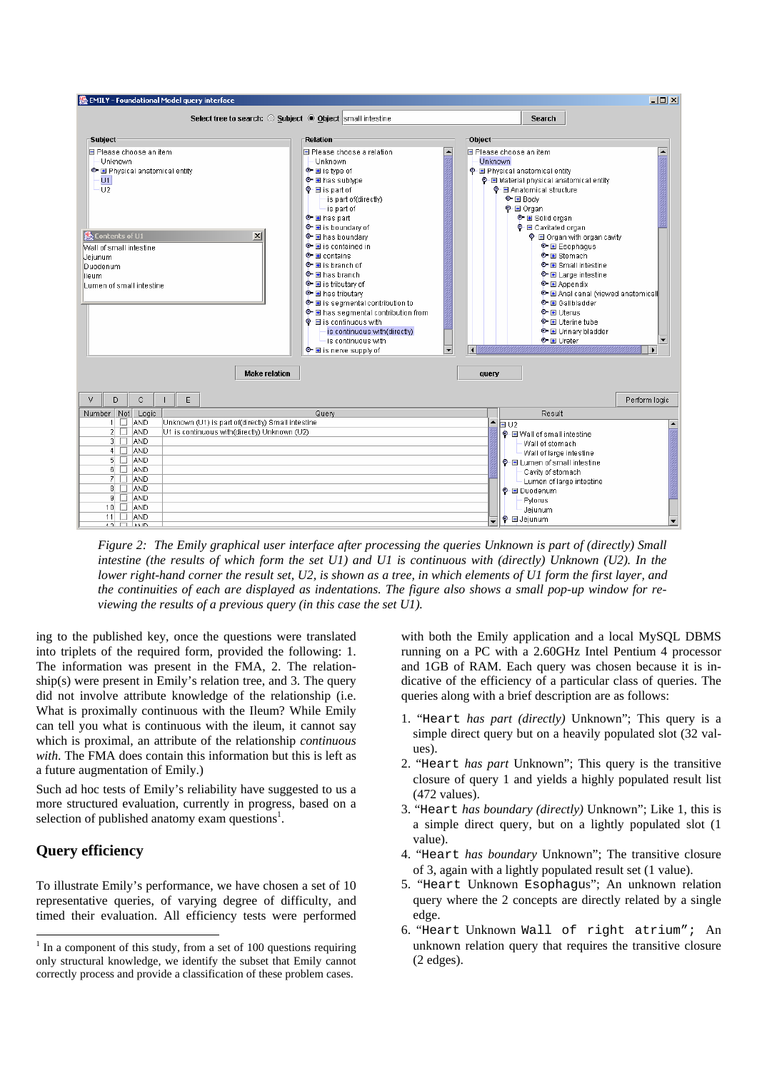*Figure 2: The Emily graphical user interface after processing the queries Unknown is part of (directly) Small intestine (the results of which form the set U1) and U1 is continuous with (directly) Unknown (U2). In the lower right-hand corner the result set, U2, is shown as a tree, in which elements of U1 form the first layer, and the continuities of each are displayed as indentations. The figure also shows a small pop-up window for re-viewing the results of a previous query (in this case the set U1).*

ing to the published key, once the questions were translated into triplets of the required form, provided the following: 1. The information was present in the FMA, 2. The relationship(s) were present in Emily's relation tree, and 3. The query did not involve attribute knowledge of the relationship (i.e. What is proximally continuous with the Ileum? While Emily can tell you what is continuous with the ileum, it cannot say which is proximal, an attribute of the relationship *continuous with*. The FMA does contain this information but this is left as a future augmentation of Emily.)

Such ad hoc tests of Emily's reliability have suggested to us a more structured evaluation, currently in progress, based on a selection of published anatomy exam questions[1].

## Query efficiency

To illustrate Emily's performance, we have chosen a set of 10 representative queries, of varying degree of difficulty, and timed their evaluation. All efficiency tests were performed with both the Emily application and a local MySQL DBMS running on a PC with a 2.60GHz Intel Pentium 4 processor and 1GB of RAM. Each query was chosen because it is indicative of the efficiency of a particular class of queries. The queries along with a brief description are as follows:

1. "`Heart` *has part (directly)* Unknown"; This query is a simple direct query but on a heavily populated slot (32 values).
2. "`Heart` *has part* Unknown"; This query is the transitive closure of query 1 and yields a highly populated result list (472 values).
3. "`Heart` *has boundary (directly)* Unknown"; Like 1, this is a simple direct query, but on a lightly populated slot (1 value).
4. "`Heart` *has boundary* Unknown"; The transitive closure of 3, again with a lightly populated result set (1 value).
5. "`Heart` Unknown `Esophagus`"; An unknown relation query where the 2 concepts are directly related by a single edge.
6. "`Heart` Unknown `Wall of right atrium`"; An unknown relation query that requires the transitive closure (2 edges).

[1] In a component of this study, from a set of 100 questions requiring only structural knowledge, we identify the subset that Emily cannot correctly process and provide a classification of these problem cases.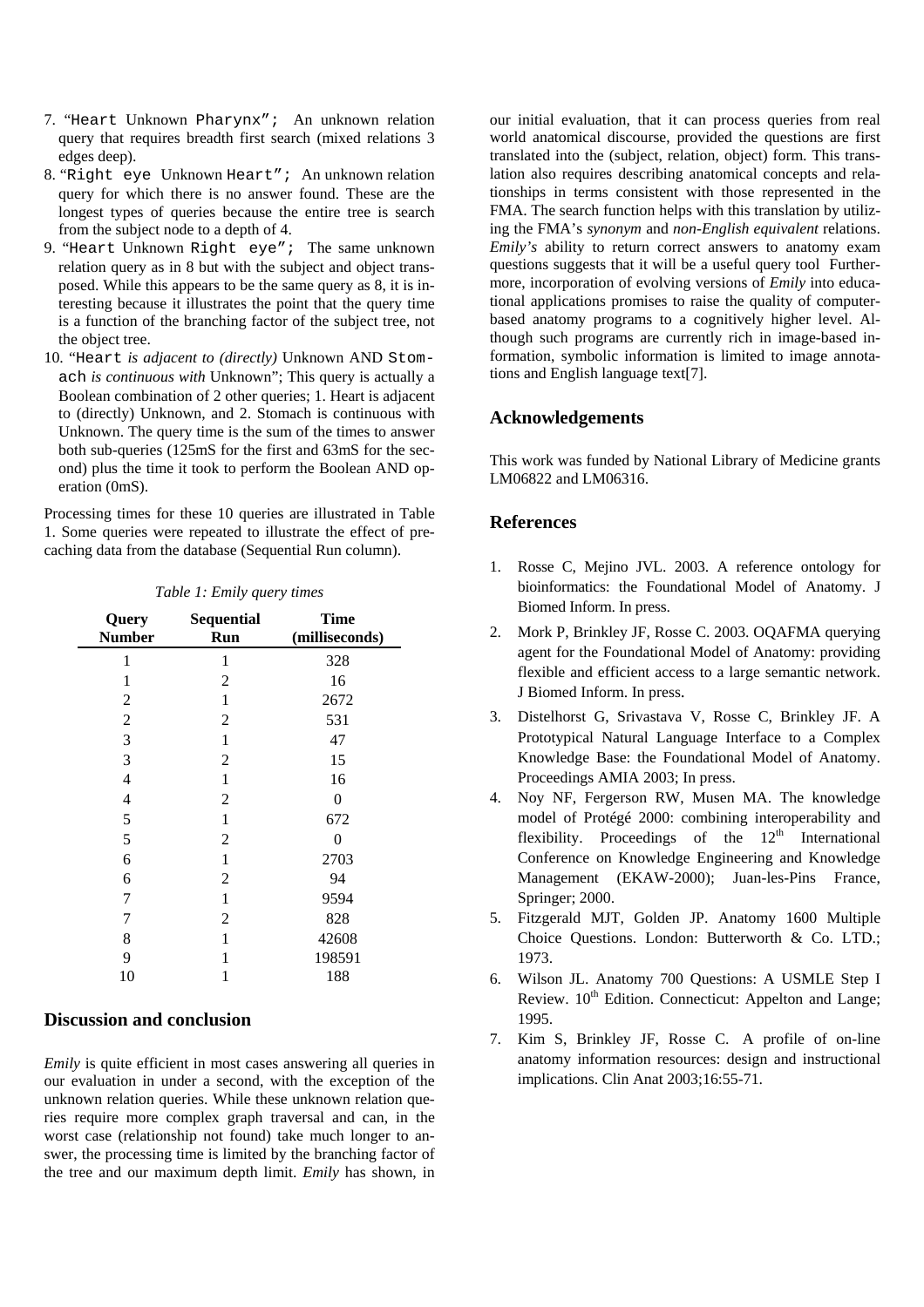7. "Heart Unknown Pharynx"; An unknown relation query that requires breadth first search (mixed relations 3 edges deep).
8. "Right eye Unknown Heart"; An unknown relation query for which there is no answer found. These are the longest types of queries because the entire tree is search from the subject node to a depth of 4.
9. "Heart Unknown Right eye"; The same unknown relation query as in 8 but with the subject and object transposed. While this appears to be the same query as 8, it is interesting because it illustrates the point that the query time is a function of the branching factor of the subject tree, not the object tree.
10. "Heart *is adjacent to (directly)* Unknown AND Stomach *is continuous with* Unknown"; This query is actually a Boolean combination of 2 other queries; 1. Heart is adjacent to (directly) Unknown, and 2. Stomach is continuous with Unknown. The query time is the sum of the times to answer both sub-queries (125mS for the first and 63mS for the second) plus the time it took to perform the Boolean AND operation (0mS).

Processing times for these 10 queries are illustrated in Table 1. Some queries were repeated to illustrate the effect of pre-caching data from the database (Sequential Run column).

*Table 1: Emily query times*

| Query Number | Sequential Run | Time (milliseconds) |
|---|---|---|
| 1 | 1 | 328 |
| 1 | 2 | 16 |
| 2 | 1 | 2672 |
| 2 | 2 | 531 |
| 3 | 1 | 47 |
| 3 | 2 | 15 |
| 4 | 1 | 16 |
| 4 | 2 | 0 |
| 5 | 1 | 672 |
| 5 | 2 | 0 |
| 6 | 1 | 2703 |
| 6 | 2 | 94 |
| 7 | 1 | 9594 |
| 7 | 2 | 828 |
| 8 | 1 | 42608 |
| 9 | 1 | 198591 |
| 10 | 1 | 188 |

## Discussion and conclusion

*Emily* is quite efficient in most cases answering all queries in our evaluation in under a second, with the exception of the unknown relation queries. While these unknown relation queries require more complex graph traversal and can, in the worst case (relationship not found) take much longer to answer, the processing time is limited by the branching factor of the tree and our maximum depth limit. *Emily* has shown, in our initial evaluation, that it can process queries from real world anatomical discourse, provided the questions are first translated into the (subject, relation, object) form. This translation also requires describing anatomical concepts and relationships in terms consistent with those represented in the FMA. The search function helps with this translation by utilizing the FMA's *synonym* and *non-English equivalent* relations. *Emily's* ability to return correct answers to anatomy exam questions suggests that it will be a useful query tool Furthermore, incorporation of evolving versions of *Emily* into educational applications promises to raise the quality of computer-based anatomy programs to a cognitively higher level. Although such programs are currently rich in image-based information, symbolic information is limited to image annotations and English language text[7].

## Acknowledgements

This work was funded by National Library of Medicine grants LM06822 and LM06316.

## References

1. Rosse C, Mejino JVL. 2003. A reference ontology for bioinformatics: the Foundational Model of Anatomy. J Biomed Inform. In press.
2. Mork P, Brinkley JF, Rosse C. 2003. OQAFMA querying agent for the Foundational Model of Anatomy: providing flexible and efficient access to a large semantic network. J Biomed Inform. In press.
3. Distelhorst G, Srivastava V, Rosse C, Brinkley JF. A Prototypical Natural Language Interface to a Complex Knowledge Base: the Foundational Model of Anatomy. Proceedings AMIA 2003; In press.
4. Noy NF, Fergerson RW, Musen MA. The knowledge model of Protégé 2000: combining interoperability and flexibility. Proceedings of the 12th International Conference on Knowledge Engineering and Knowledge Management (EKAW-2000); Juan-les-Pins France, Springer; 2000.
5. Fitzgerald MJT, Golden JP. Anatomy 1600 Multiple Choice Questions. London: Butterworth & Co. LTD.; 1973.
6. Wilson JL. Anatomy 700 Questions: A USMLE Step I Review. 10th Edition. Connecticut: Appelton and Lange; 1995.
7. Kim S, Brinkley JF, Rosse C. A profile of on-line anatomy information resources: design and instructional implications. Clin Anat 2003;16:55-71.